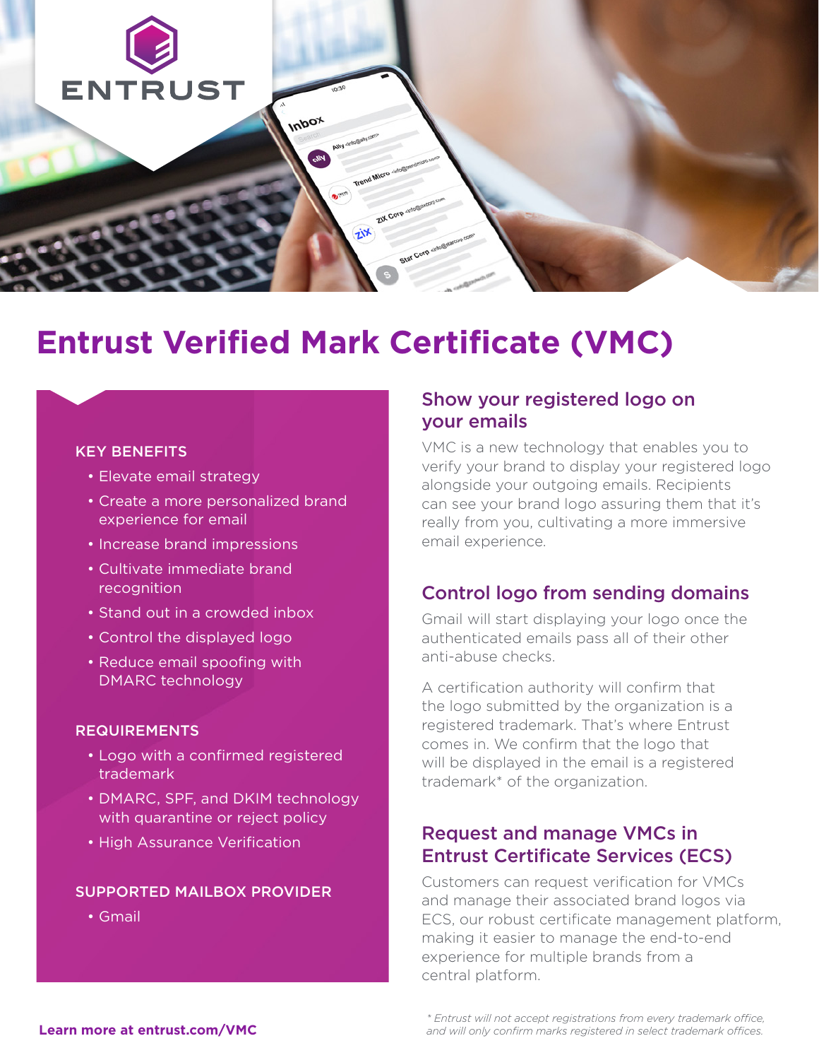ENTRUST

# Entrust Verified Mark Certificate (VMC)

### KEY BENEFITS

- Elevate email strategy
- Create a more personalized brand experience for email
- Increase brand impressions
- Cultivate immediate brand recognition
- Stand out in a crowded inbox
- Control the displayed logo
- Reduce email spoofing with DMARC technology

### REQUIREMENTS

- Logo with a confirmed registered trademark
- DMARC, SPF, and DKIM technology with quarantine or reject policy
- High Assurance Verification

### SUPPORTED MAILBOX PROVIDER

- Gmail

## Show your registered logo on your emails

VMC is a new technology that enables you to verify your brand to display your registered logo alongside your outgoing emails. Recipients can see your brand logo assuring them that it's really from you, cultivating a more immersive email experience.

## Control logo from sending domains

Gmail will start displaying your logo once the authenticated emails pass all of their other anti-abuse checks.

A certification authority will confirm that the logo submitted by the organization is a registered trademark. That's where Entrust comes in. We confirm that the logo that will be displayed in the email is a registered trademark* of the organization.

## Request and manage VMCs in Entrust Certificate Services (ECS)

Customers can request verification for VMCs and manage their associated brand logos via ECS, our robust certificate management platform, making it easier to manage the end-to-end experience for multiple brands from a central platform.

**Learn more at entrust.com/VMC**

*\* Entrust will not accept registrations from every trademark office, and will only confirm marks registered in select trademark offices.*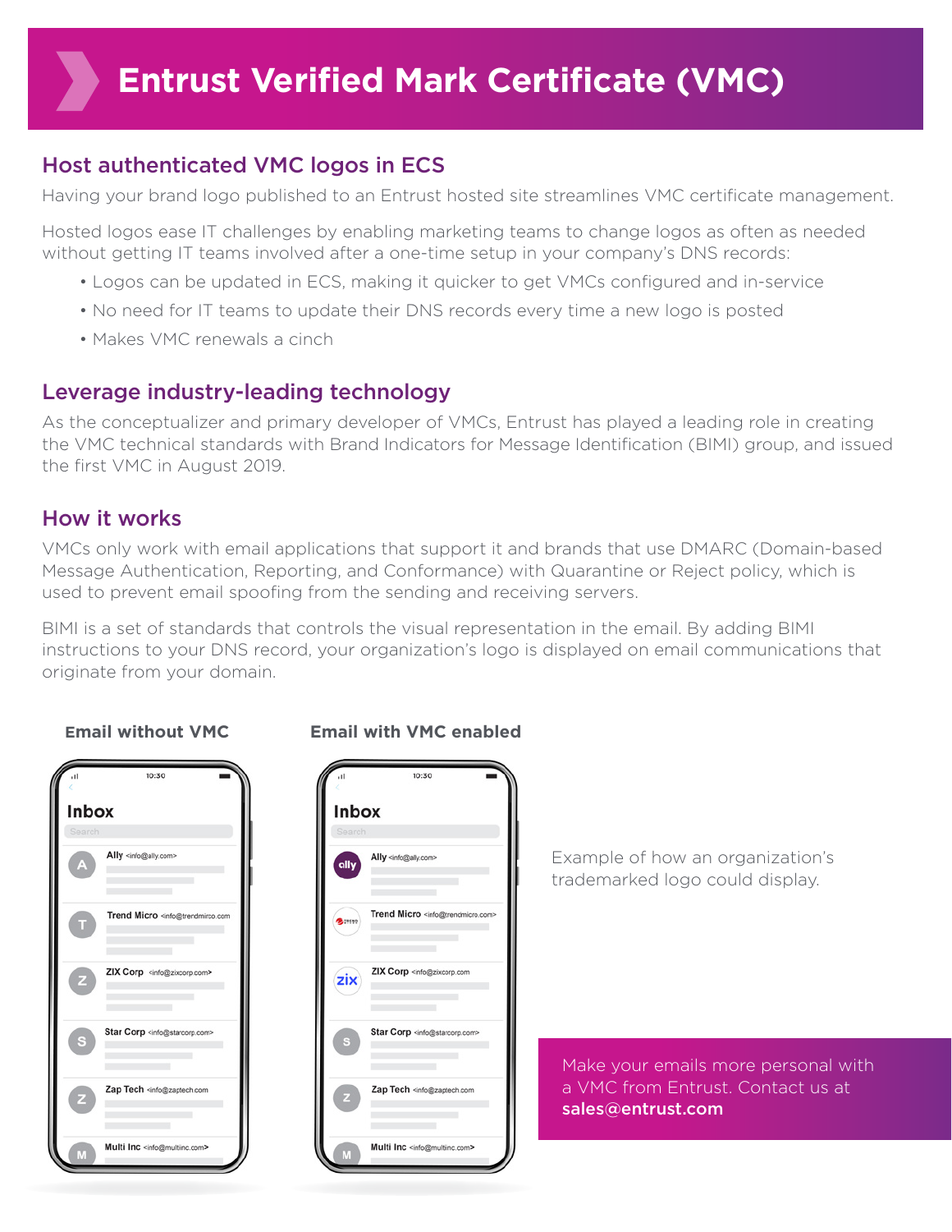# Entrust Verified Mark Certificate (VMC)

## Host authenticated VMC logos in ECS

Having your brand logo published to an Entrust hosted site streamlines VMC certificate management.

Hosted logos ease IT challenges by enabling marketing teams to change logos as often as needed without getting IT teams involved after a one-time setup in your company's DNS records:

- Logos can be updated in ECS, making it quicker to get VMCs configured and in-service
- No need for IT teams to update their DNS records every time a new logo is posted
- Makes VMC renewals a cinch

## Leverage industry-leading technology

As the conceptualizer and primary developer of VMCs, Entrust has played a leading role in creating the VMC technical standards with Brand Indicators for Message Identification (BIMI) group, and issued the first VMC in August 2019.

## How it works

VMCs only work with email applications that support it and brands that use DMARC (Domain-based Message Authentication, Reporting, and Conformance) with Quarantine or Reject policy, which is used to prevent email spoofing from the sending and receiving servers.

BIMI is a set of standards that controls the visual representation in the email. By adding BIMI instructions to your DNS record, your organization's logo is displayed on email communications that originate from your domain.

**Email without VMC**

**Email with VMC enabled**

Example of how an organization's trademarked logo could display.

Make your emails more personal with a VMC from Entrust. Contact us at **sales@entrust.com**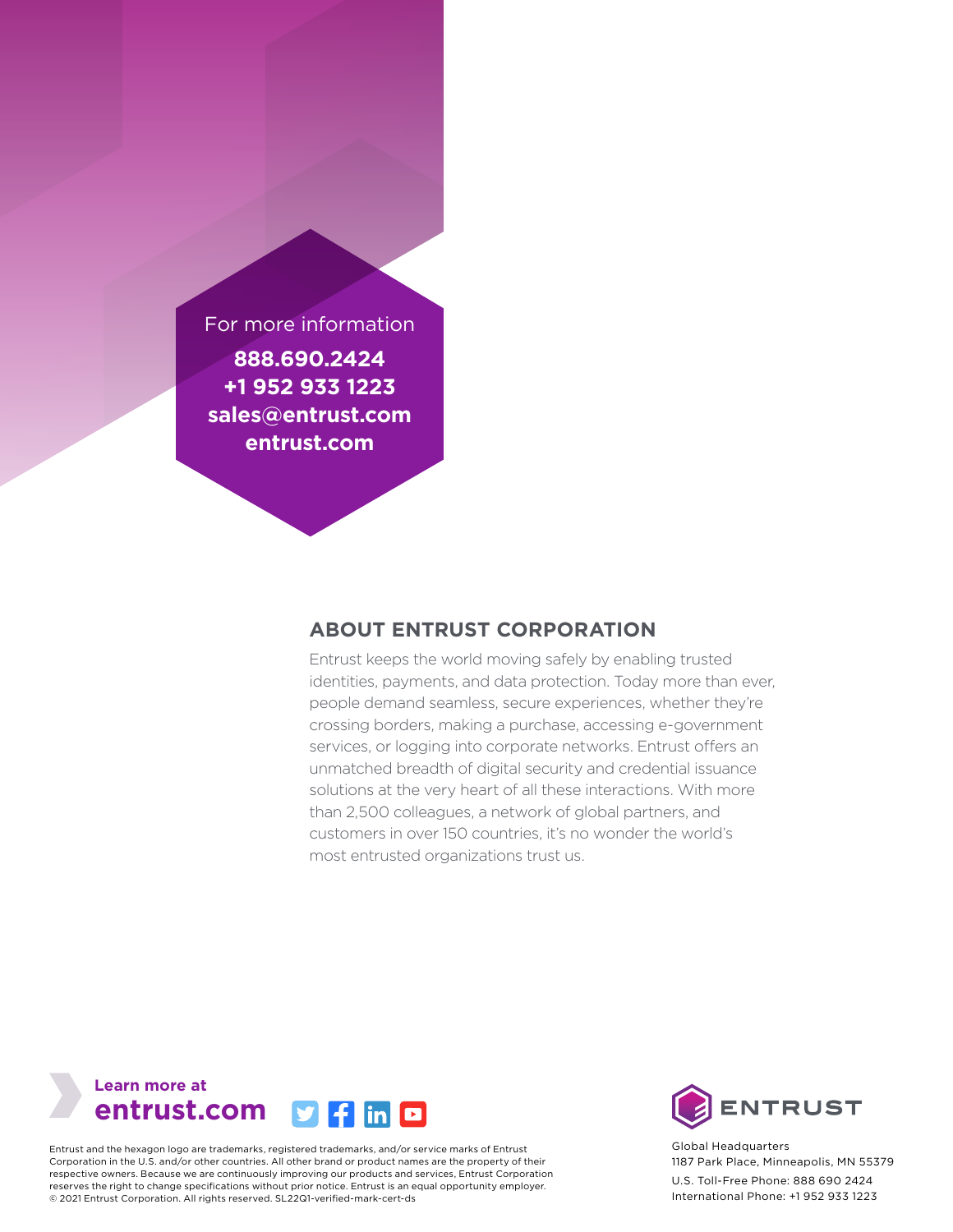For more information

**888.690.2424**
**+1 952 933 1223**
**sales@entrust.com**
**entrust.com**

## ABOUT ENTRUST CORPORATION

Entrust keeps the world moving safely by enabling trusted identities, payments, and data protection. Today more than ever, people demand seamless, secure experiences, whether they're crossing borders, making a purchase, accessing e-government services, or logging into corporate networks. Entrust offers an unmatched breadth of digital security and credential issuance solutions at the very heart of all these interactions. With more than 2,500 colleagues, a network of global partners, and customers in over 150 countries, it's no wonder the world's most entrusted organizations trust us.

**Learn more at**
**entrust.com**

Entrust and the hexagon logo are trademarks, registered trademarks, and/or service marks of Entrust Corporation in the U.S. and/or other countries. All other brand or product names are the property of their respective owners. Because we are continuously improving our products and services, Entrust Corporation reserves the right to change specifications without prior notice. Entrust is an equal opportunity employer. © 2021 Entrust Corporation. All rights reserved. SL22Q1-verified-mark-cert-ds

ENTRUST

Global Headquarters
1187 Park Place, Minneapolis, MN 55379
U.S. Toll-Free Phone: 888 690 2424
International Phone: +1 952 933 1223